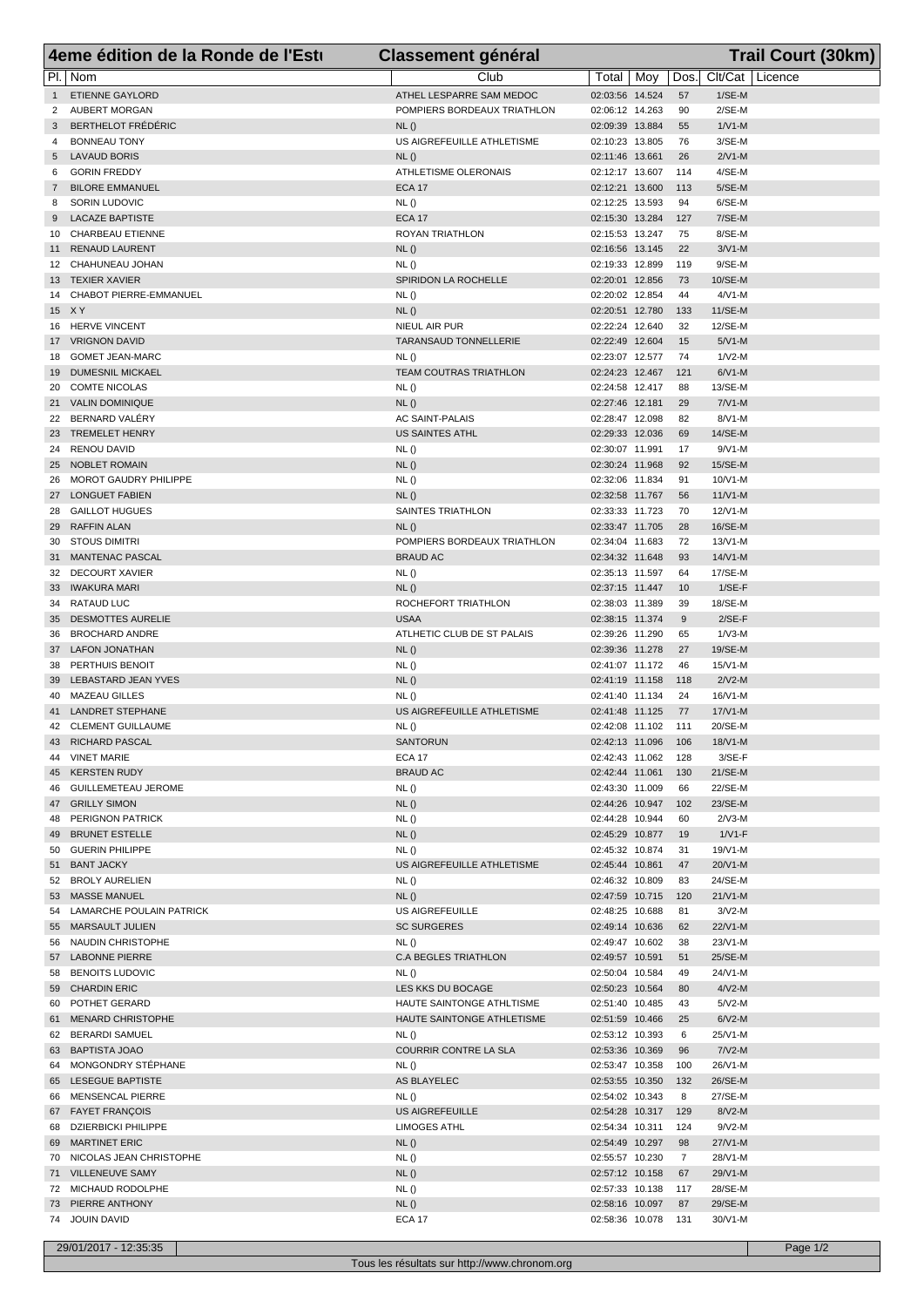# 4eme édition de la Ronde de l'Estı — Classement général — Trail Court (30km)

| Pl. | Nom | Club | Total | Moy | Dos. | Clt/Cat | Licence |
|---|---|---|---|---|---|---|---|
| 1 | ETIENNE GAYLORD | ATHEL LESPARRE SAM MEDOC | 02:03:56 | 14.524 | 57 | 1/SE-M | |
| 2 | AUBERT MORGAN | POMPIERS BORDEAUX TRIATHLON | 02:06:12 | 14.263 | 90 | 2/SE-M | |
| 3 | BERTHELOT FRÉDÉRIC | NL () | 02:09:39 | 13.884 | 55 | 1/V1-M | |
| 4 | BONNEAU TONY | US AIGREFEUILLE ATHLETISME | 02:10:23 | 13.805 | 76 | 3/SE-M | |
| 5 | LAVAUD BORIS | NL () | 02:11:46 | 13.661 | 26 | 2/V1-M | |
| 6 | GORIN FREDDY | ATHLETISME OLERONAIS | 02:12:17 | 13.607 | 114 | 4/SE-M | |
| 7 | BILORE EMMANUEL | ECA 17 | 02:12:21 | 13.600 | 113 | 5/SE-M | |
| 8 | SORIN LUDOVIC | NL () | 02:12:25 | 13.593 | 94 | 6/SE-M | |
| 9 | LACAZE BAPTISTE | ECA 17 | 02:15:30 | 13.284 | 127 | 7/SE-M | |
| 10 | CHARBEAU ETIENNE | ROYAN TRIATHLON | 02:15:53 | 13.247 | 75 | 8/SE-M | |
| 11 | RENAUD LAURENT | NL () | 02:16:56 | 13.145 | 22 | 3/V1-M | |
| 12 | CHAHUNEAU JOHAN | NL () | 02:19:33 | 12.899 | 119 | 9/SE-M | |
| 13 | TEXIER XAVIER | SPIRIDON LA ROCHELLE | 02:20:01 | 12.856 | 73 | 10/SE-M | |
| 14 | CHABOT PIERRE-EMMANUEL | NL () | 02:20:02 | 12.854 | 44 | 4/V1-M | |
| 15 | X Y | NL () | 02:20:51 | 12.780 | 133 | 11/SE-M | |
| 16 | HERVE VINCENT | NIEUL AIR PUR | 02:22:24 | 12.640 | 32 | 12/SE-M | |
| 17 | VRIGNON DAVID | TARANSAUD TONNELLERIE | 02:22:49 | 12.604 | 15 | 5/V1-M | |
| 18 | GOMET JEAN-MARC | NL () | 02:23:07 | 12.577 | 74 | 1/V2-M | |
| 19 | DUMESNIL MICKAEL | TEAM COUTRAS TRIATHLON | 02:24:23 | 12.467 | 121 | 6/V1-M | |
| 20 | COMTE NICOLAS | NL () | 02:24:58 | 12.417 | 88 | 13/SE-M | |
| 21 | VALIN DOMINIQUE | NL () | 02:27:46 | 12.181 | 29 | 7/V1-M | |
| 22 | BERNARD VALÉRY | AC SAINT-PALAIS | 02:28:47 | 12.098 | 82 | 8/V1-M | |
| 23 | TREMELET HENRY | US SAINTES ATHL | 02:29:33 | 12.036 | 69 | 14/SE-M | |
| 24 | RENOU DAVID | NL () | 02:30:07 | 11.991 | 17 | 9/V1-M | |
| 25 | NOBLET ROMAIN | NL () | 02:30:24 | 11.968 | 92 | 15/SE-M | |
| 26 | MOROT GAUDRY PHILIPPE | NL () | 02:32:06 | 11.834 | 91 | 10/V1-M | |
| 27 | LONGUET FABIEN | NL () | 02:32:58 | 11.767 | 56 | 11/V1-M | |
| 28 | GAILLOT HUGUES | SAINTES TRIATHLON | 02:33:33 | 11.723 | 70 | 12/V1-M | |
| 29 | RAFFIN ALAN | NL () | 02:33:47 | 11.705 | 28 | 16/SE-M | |
| 30 | STOUS DIMITRI | POMPIERS BORDEAUX TRIATHLON | 02:34:04 | 11.683 | 72 | 13/V1-M | |
| 31 | MANTENAC PASCAL | BRAUD AC | 02:34:32 | 11.648 | 93 | 14/V1-M | |
| 32 | DECOURT XAVIER | NL () | 02:35:13 | 11.597 | 64 | 17/SE-M | |
| 33 | IWAKURA MARI | NL () | 02:37:15 | 11.447 | 10 | 1/SE-F | |
| 34 | RATAUD LUC | ROCHEFORT TRIATHLON | 02:38:03 | 11.389 | 39 | 18/SE-M | |
| 35 | DESMOTTES AURELIE | USAA | 02:38:15 | 11.374 | 9 | 2/SE-F | |
| 36 | BROCHARD ANDRE | ATHLETIC CLUB DE ST PALAIS | 02:39:26 | 11.290 | 65 | 1/V3-M | |
| 37 | LAFON JONATHAN | NL () | 02:39:36 | 11.278 | 27 | 19/SE-M | |
| 38 | PERTHUIS BENOIT | NL () | 02:41:07 | 11.172 | 46 | 15/V1-M | |
| 39 | LEBASTARD JEAN YVES | NL () | 02:41:19 | 11.158 | 118 | 2/V2-M | |
| 40 | MAZEAU GILLES | NL () | 02:41:40 | 11.134 | 24 | 16/V1-M | |
| 41 | LANDRET STEPHANE | US AIGREFEUILLE ATHLETISME | 02:41:48 | 11.125 | 77 | 17/V1-M | |
| 42 | CLEMENT GUILLAUME | NL () | 02:42:08 | 11.102 | 111 | 20/SE-M | |
| 43 | RICHARD PASCAL | SANTORUN | 02:42:13 | 11.096 | 106 | 18/V1-M | |
| 44 | VINET MARIE | ECA 17 | 02:42:43 | 11.062 | 128 | 3/SE-F | |
| 45 | KERSTEN RUDY | BRAUD AC | 02:42:44 | 11.061 | 130 | 21/SE-M | |
| 46 | GUILLEMETEAU JEROME | NL () | 02:43:30 | 11.009 | 66 | 22/SE-M | |
| 47 | GRILLY SIMON | NL () | 02:44:26 | 10.947 | 102 | 23/SE-M | |
| 48 | PERIGNON PATRICK | NL () | 02:44:28 | 10.944 | 60 | 2/V3-M | |
| 49 | BRUNET ESTELLE | NL () | 02:45:29 | 10.877 | 19 | 1/V1-F | |
| 50 | GUERIN PHILIPPE | NL () | 02:45:32 | 10.874 | 31 | 19/V1-M | |
| 51 | BANT JACKY | US AIGREFEUILLE ATHLETISME | 02:45:44 | 10.861 | 47 | 20/V1-M | |
| 52 | BROLY AURELIEN | NL () | 02:46:32 | 10.809 | 83 | 24/SE-M | |
| 53 | MASSE MANUEL | NL () | 02:47:59 | 10.715 | 120 | 21/V1-M | |
| 54 | LAMARCHE POULAIN PATRICK | US AIGREFEUILLE | 02:48:25 | 10.688 | 81 | 3/V2-M | |
| 55 | MARSAULT JULIEN | SC SURGERES | 02:49:14 | 10.636 | 62 | 22/V1-M | |
| 56 | NAUDIN CHRISTOPHE | NL () | 02:49:47 | 10.602 | 38 | 23/V1-M | |
| 57 | LABONNE PIERRE | C.A BEGLES TRIATHLON | 02:49:57 | 10.591 | 51 | 25/SE-M | |
| 58 | BENOITS LUDOVIC | NL () | 02:50:04 | 10.584 | 49 | 24/V1-M | |
| 59 | CHARDIN ERIC | LES KKS DU BOCAGE | 02:50:23 | 10.564 | 80 | 4/V2-M | |
| 60 | POTHET GERARD | HAUTE SAINTONGE ATHLTISME | 02:51:40 | 10.485 | 43 | 5/V2-M | |
| 61 | MENARD CHRISTOPHE | HAUTE SAINTONGE ATHLETISME | 02:51:59 | 10.466 | 25 | 6/V2-M | |
| 62 | BERARDI SAMUEL | NL () | 02:53:12 | 10.393 | 6 | 25/V1-M | |
| 63 | BAPTISTA JOAO | COURRIR CONTRE LA SLA | 02:53:36 | 10.369 | 96 | 7/V2-M | |
| 64 | MONGONDRY STÉPHANE | NL () | 02:53:47 | 10.358 | 100 | 26/V1-M | |
| 65 | LESEGUE BAPTISTE | AS BLAYELEC | 02:53:55 | 10.350 | 132 | 26/SE-M | |
| 66 | MENSENCAL PIERRE | NL () | 02:54:02 | 10.343 | 8 | 27/SE-M | |
| 67 | FAYET FRANÇOIS | US AIGREFEUILLE | 02:54:28 | 10.317 | 129 | 8/V2-M | |
| 68 | DZIERBICKI PHILIPPE | LIMOGES ATHL | 02:54:34 | 10.311 | 124 | 9/V2-M | |
| 69 | MARTINET ERIC | NL () | 02:54:49 | 10.297 | 98 | 27/V1-M | |
| 70 | NICOLAS JEAN CHRISTOPHE | NL () | 02:55:57 | 10.230 | 7 | 28/V1-M | |
| 71 | VILLENEUVE SAMY | NL () | 02:57:12 | 10.158 | 67 | 29/V1-M | |
| 72 | MICHAUD RODOLPHE | NL () | 02:57:33 | 10.138 | 117 | 28/SE-M | |
| 73 | PIERRE ANTHONY | NL () | 02:58:16 | 10.097 | 87 | 29/SE-M | |
| 74 | JOUIN DAVID | ECA 17 | 02:58:36 | 10.078 | 131 | 30/V1-M | |

29/01/2017 - 12:35:35

Tous les résultats sur http://www.chronom.org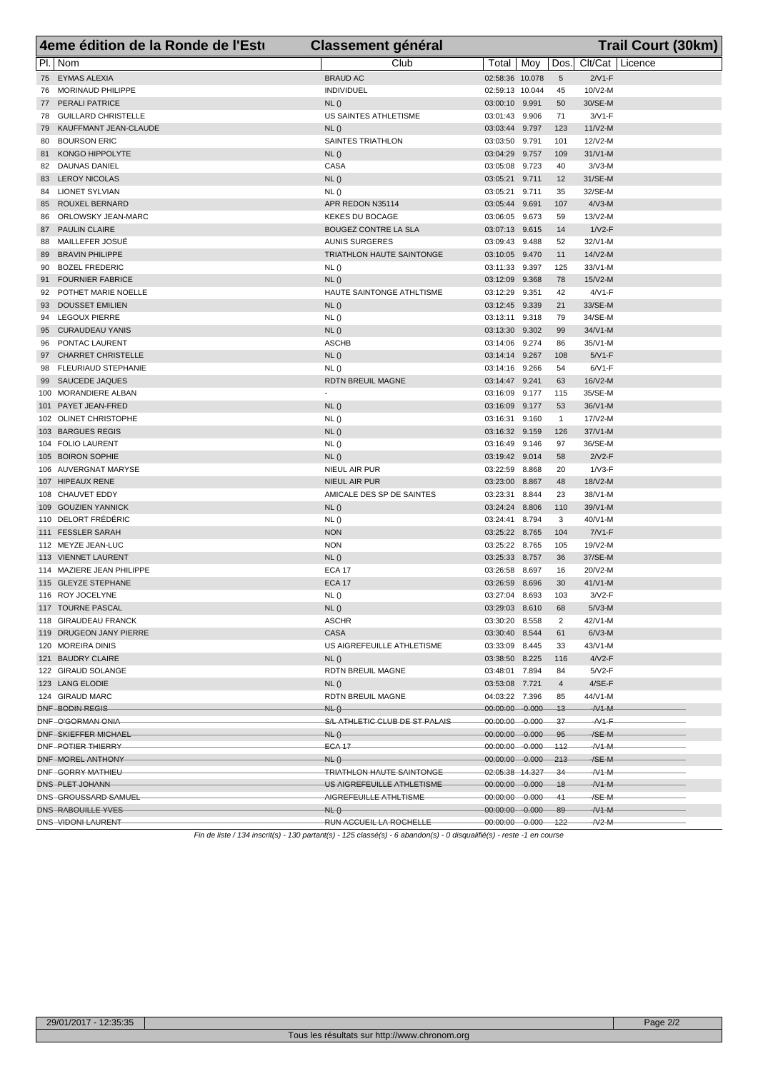# 4eme édition de la Ronde de l'Estı — Classement général — Trail Court (30km)

| Pl. | Nom | Club | Total | Moy | Dos. | Clt/Cat | Licence |
|---|---|---|---|---|---|---|---|
| 75 | EYMAS ALEXIA | BRAUD AC | 02:58:36 | 10.078 | 5 | 2/V1-F | |
| 76 | MORINAUD PHILIPPE | INDIVIDUEL | 02:59:13 | 10.044 | 45 | 10/V2-M | |
| 77 | PERALI PATRICE | NL () | 03:00:10 | 9.991 | 50 | 30/SE-M | |
| 78 | GUILLARD CHRISTELLE | US SAINTES ATHLETISME | 03:01:43 | 9.906 | 71 | 3/V1-F | |
| 79 | KAUFFMANT JEAN-CLAUDE | NL () | 03:03:44 | 9.797 | 123 | 11/V2-M | |
| 80 | BOURSON ERIC | SAINTES TRIATHLON | 03:03:50 | 9.791 | 101 | 12/V2-M | |
| 81 | KONGO HIPPOLYTE | NL () | 03:04:29 | 9.757 | 109 | 31/V1-M | |
| 82 | DAUNAS DANIEL | CASA | 03:05:08 | 9.723 | 40 | 3/V3-M | |
| 83 | LEROY NICOLAS | NL () | 03:05:21 | 9.711 | 12 | 31/SE-M | |
| 84 | LIONET SYLVIAN | NL () | 03:05:21 | 9.711 | 35 | 32/SE-M | |
| 85 | ROUXEL BERNARD | APR REDON N35114 | 03:05:44 | 9.691 | 107 | 4/V3-M | |
| 86 | ORLOWSKY JEAN-MARC | KEKES DU BOCAGE | 03:06:05 | 9.673 | 59 | 13/V2-M | |
| 87 | PAULIN CLAIRE | BOUGEZ CONTRE LA SLA | 03:07:13 | 9.615 | 14 | 1/V2-F | |
| 88 | MAILLEFER JOSUÉ | AUNIS SURGERES | 03:09:43 | 9.488 | 52 | 32/V1-M | |
| 89 | BRAVIN PHILIPPE | TRIATHLON HAUTE SAINTONGE | 03:10:05 | 9.470 | 11 | 14/V2-M | |
| 90 | BOZEL FREDERIC | NL () | 03:11:33 | 9.397 | 125 | 33/V1-M | |
| 91 | FOURNIER FABRICE | NL () | 03:12:09 | 9.368 | 78 | 15/V2-M | |
| 92 | POTHET MARIE NOELLE | HAUTE SAINTONGE ATHLTISME | 03:12:29 | 9.351 | 42 | 4/V1-F | |
| 93 | DOUSSET EMILIEN | NL () | 03:12:45 | 9.339 | 21 | 33/SE-M | |
| 94 | LEGOUX PIERRE | NL () | 03:13:11 | 9.318 | 79 | 34/SE-M | |
| 95 | CURAUDEAU YANIS | NL () | 03:13:30 | 9.302 | 99 | 34/V1-M | |
| 96 | PONTAC LAURENT | ASCHB | 03:14:06 | 9.274 | 86 | 35/V1-M | |
| 97 | CHARRET CHRISTELLE | NL () | 03:14:14 | 9.267 | 108 | 5/V1-F | |
| 98 | FLEURIAUD STEPHANIE | NL () | 03:14:16 | 9.266 | 54 | 6/V1-F | |
| 99 | SAUCEDE JAQUES | RDTN BREUIL MAGNE | 03:14:47 | 9.241 | 63 | 16/V2-M | |
| 100 | MORANDIERE ALBAN | - | 03:16:09 | 9.177 | 115 | 35/SE-M | |
| 101 | PAYET JEAN-FRED | NL () | 03:16:09 | 9.177 | 53 | 36/V1-M | |
| 102 | OLINET CHRISTOPHE | NL () | 03:16:31 | 9.160 | 1 | 17/V2-M | |
| 103 | BARGUES REGIS | NL () | 03:16:32 | 9.159 | 126 | 37/V1-M | |
| 104 | FOLIO LAURENT | NL () | 03:16:49 | 9.146 | 97 | 36/SE-M | |
| 105 | BOIRON SOPHIE | NL () | 03:19:42 | 9.014 | 58 | 2/V2-F | |
| 106 | AUVERGNAT MARYSE | NIEUL AIR PUR | 03:22:59 | 8.868 | 20 | 1/V3-F | |
| 107 | HIPEAUX RENE | NIEUL AIR PUR | 03:23:00 | 8.867 | 48 | 18/V2-M | |
| 108 | CHAUVET EDDY | AMICALE DES SP DE SAINTES | 03:23:31 | 8.844 | 23 | 38/V1-M | |
| 109 | GOUZIEN YANNICK | NL () | 03:24:24 | 8.806 | 110 | 39/V1-M | |
| 110 | DELORT FRÉDÉRIC | NL () | 03:24:41 | 8.794 | 3 | 40/V1-M | |
| 111 | FESSLER SARAH | NON | 03:25:22 | 8.765 | 104 | 7/V1-F | |
| 112 | MEYZE JEAN-LUC | NON | 03:25:22 | 8.765 | 105 | 19/V2-M | |
| 113 | VIENNET LAURENT | NL () | 03:25:33 | 8.757 | 36 | 37/SE-M | |
| 114 | MAZIERE JEAN PHILIPPE | ECA 17 | 03:26:58 | 8.697 | 16 | 20/V2-M | |
| 115 | GLEYZE STEPHANE | ECA 17 | 03:26:59 | 8.696 | 30 | 41/V1-M | |
| 116 | ROY JOCELYNE | NL () | 03:27:04 | 8.693 | 103 | 3/V2-F | |
| 117 | TOURNE PASCAL | NL () | 03:29:03 | 8.610 | 68 | 5/V3-M | |
| 118 | GIRAUDEAU FRANCK | ASCHR | 03:30:20 | 8.558 | 2 | 42/V1-M | |
| 119 | DRUGEON JANY PIERRE | CASA | 03:30:40 | 8.544 | 61 | 6/V3-M | |
| 120 | MOREIRA DINIS | US AIGREFEUILLE ATHLETISME | 03:33:09 | 8.445 | 33 | 43/V1-M | |
| 121 | BAUDRY CLAIRE | NL () | 03:38:50 | 8.225 | 116 | 4/V2-F | |
| 122 | GIRAUD SOLANGE | RDTN BREUIL MAGNE | 03:48:01 | 7.894 | 84 | 5/V2-F | |
| 123 | LANG ELODIE | NL () | 03:53:08 | 7.721 | 4 | 4/SE-F | |
| 124 | GIRAUD MARC | RDTN BREUIL MAGNE | 04:03:22 | 7.396 | 85 | 44/V1-M | |
| DNF | ~~BODIN REGIS~~ | ~~NL ()~~ | ~~00:00:00~~ | ~~0.000~~ | ~~13~~ | ~~/V1-M~~ | |
| DNF | ~~O'GORMAN ONIA~~ | ~~S/L ATHLETIC CLUB DE ST PALAIS~~ | ~~00:00:00~~ | ~~0.000~~ | ~~37~~ | ~~/V1-F~~ | |
| DNF | ~~SKIEFFER MICHAEL~~ | ~~NL ()~~ | ~~00:00:00~~ | ~~0.000~~ | ~~95~~ | ~~/SE-M~~ | |
| DNF | ~~POTIER THIERRY~~ | ~~ECA 17~~ | ~~00:00:00~~ | ~~0.000~~ | ~~112~~ | ~~/V1-M~~ | |
| DNF | ~~MOREL ANTHONY~~ | ~~NL ()~~ | ~~00:00:00~~ | ~~0.000~~ | ~~213~~ | ~~/SE-M~~ | |
| DNF | ~~GORRY MATHIEU~~ | ~~TRIATHLON HAUTE SAINTONGE~~ | ~~02:05:38~~ | ~~14.327~~ | ~~34~~ | ~~/V1-M~~ | |
| DNS | ~~PLET JOHANN~~ | ~~US AIGREFEUILLE ATHLETISME~~ | ~~00:00:00~~ | ~~0.000~~ | ~~18~~ | ~~/V1-M~~ | |
| DNS | ~~GROUSSARD SAMUEL~~ | ~~AIGREFEUILLE ATHLTISME~~ | ~~00:00:00~~ | ~~0.000~~ | ~~41~~ | ~~/SE-M~~ | |
| DNS | ~~RABOUILLE YVES~~ | ~~NL ()~~ | ~~00:00:00~~ | ~~0.000~~ | ~~89~~ | ~~/V1-M~~ | |
| DNS | ~~VIDONI LAURENT~~ | ~~RUN ACCUEIL LA ROCHELLE~~ | ~~00:00:00~~ | ~~0.000~~ | ~~122~~ | ~~/V2-M~~ | |

*Fin de liste / 134 inscrit(s) - 130 partant(s) - 125 classé(s) - 6 abandon(s) - 0 disqualifié(s) - reste -1 en course*

29/01/2017 - 12:35:35

Tous les résultats sur http://www.chronom.org